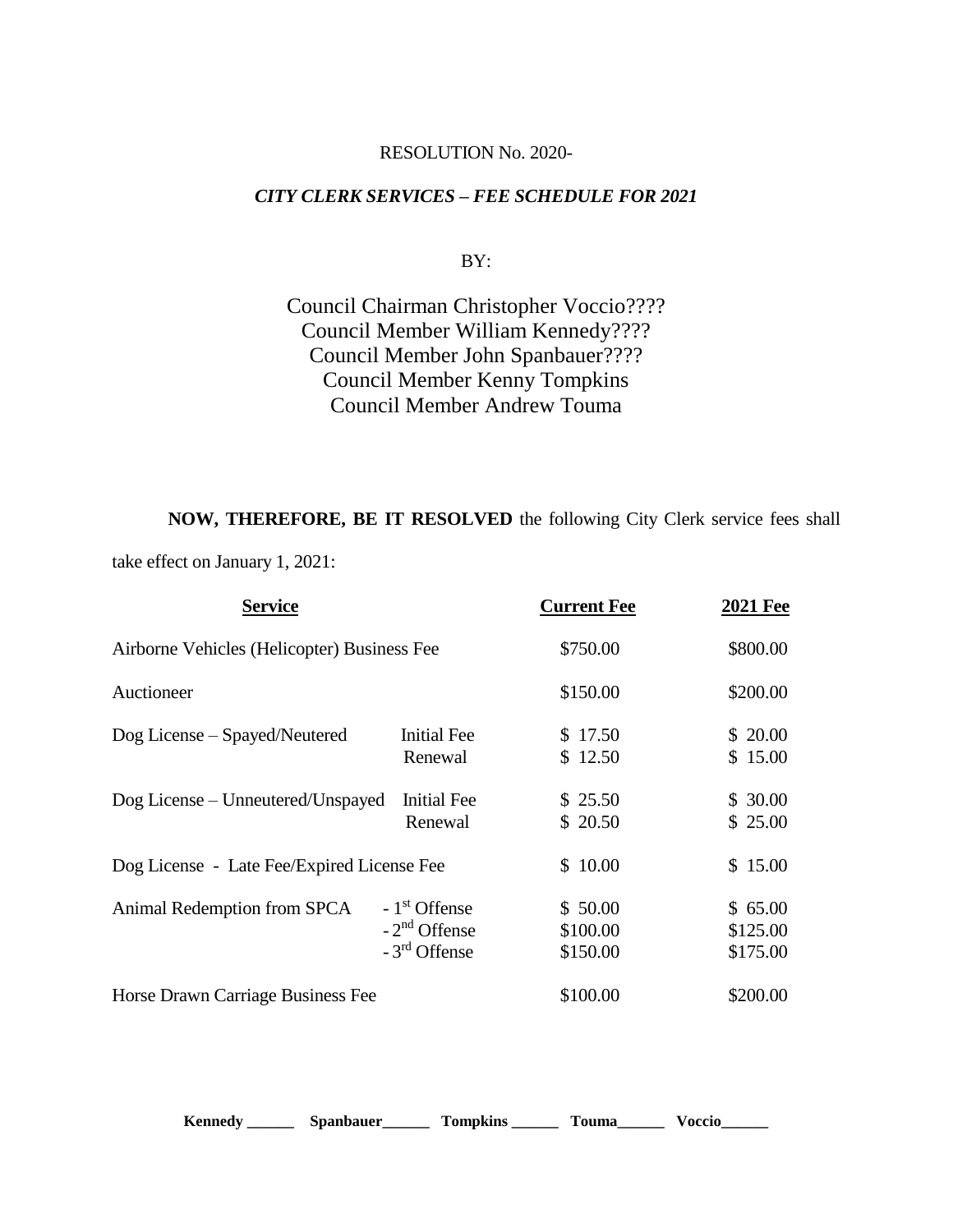RESOLUTION No. 2020-

***CITY CLERK SERVICES – FEE SCHEDULE FOR 2021***

BY:

Council Chairman Christopher Voccio????
Council Member William Kennedy????
Council Member John Spanbauer????
Council Member Kenny Tompkins
Council Member Andrew Touma

**NOW, THEREFORE, BE IT RESOLVED** the following City Clerk service fees shall take effect on January 1, 2021:

| **Service** | | **Current Fee** | **2021 Fee** |
|---|---|---|---|
| Airborne Vehicles (Helicopter) Business Fee | | \$750.00 | \$800.00 |
| Auctioneer | | \$150.00 | \$200.00 |
| Dog License – Spayed/Neutered | Initial Fee | \$ 17.50 | \$ 20.00 |
| | Renewal | \$ 12.50 | \$ 15.00 |
| Dog License – Unneutered/Unspayed | Initial Fee | \$ 25.50 | \$ 30.00 |
| | Renewal | \$ 20.50 | \$ 25.00 |
| Dog License - Late Fee/Expired License Fee | | \$ 10.00 | \$ 15.00 |
| Animal Redemption from SPCA | - 1st Offense | \$ 50.00 | \$ 65.00 |
| | - 2nd Offense | \$100.00 | \$125.00 |
| | - 3rd Offense | \$150.00 | \$175.00 |
| Horse Drawn Carriage Business Fee | | \$100.00 | \$200.00 |

**Kennedy \_\_\_\_\_\_ Spanbauer\_\_\_\_\_\_ Tompkins \_\_\_\_\_\_ Touma\_\_\_\_\_\_ Voccio\_\_\_\_\_\_**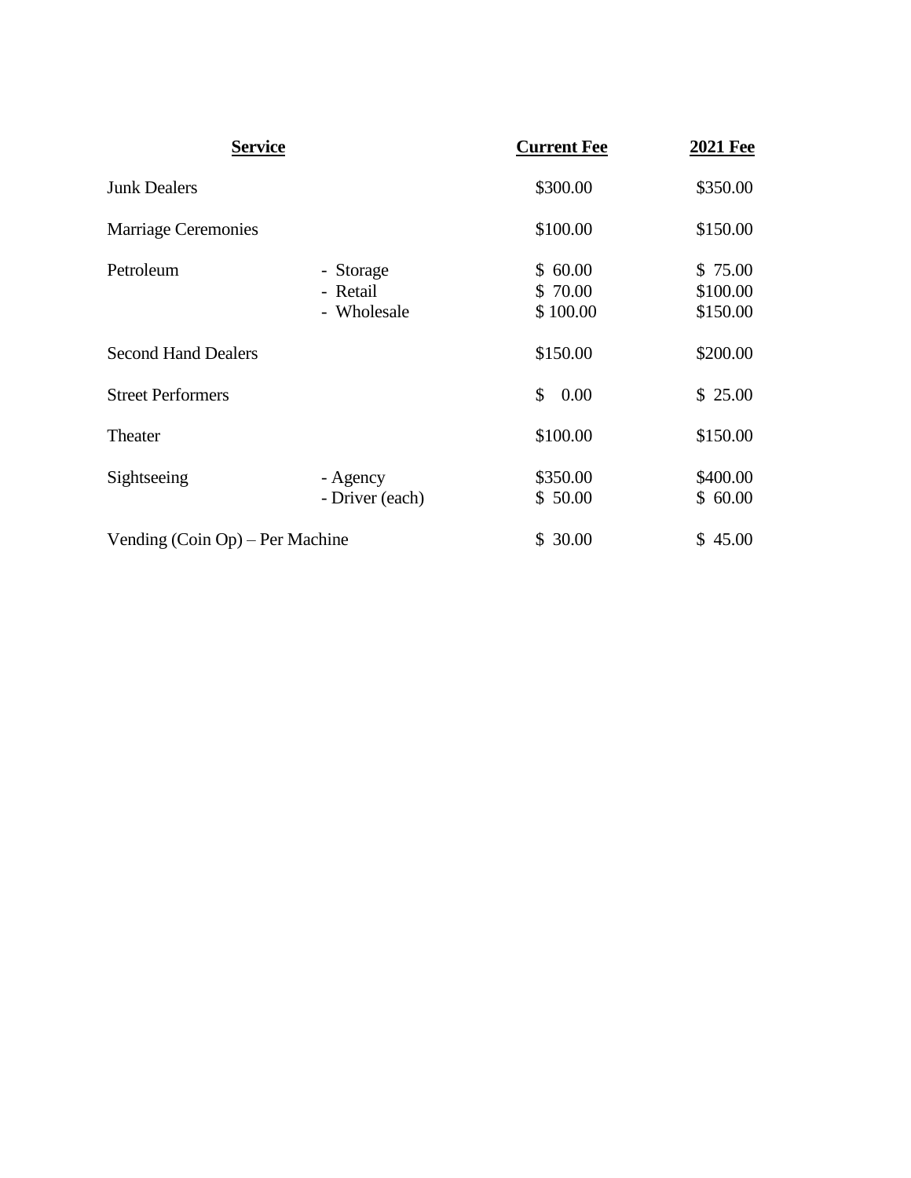| Service | | Current Fee | 2021 Fee |
|---|---|---|---|
| Junk Dealers | | $300.00 | $350.00 |
| Marriage Ceremonies | | $100.00 | $150.00 |
| Petroleum | - Storage | $ 60.00 | $ 75.00 |
| | - Retail | $ 70.00 | $100.00 |
| | - Wholesale | $ 100.00 | $150.00 |
| Second Hand Dealers | | $150.00 | $200.00 |
| Street Performers | | $ 0.00 | $ 25.00 |
| Theater | | $100.00 | $150.00 |
| Sightseeing | - Agency | $350.00 | $400.00 |
| | - Driver (each) | $ 50.00 | $ 60.00 |
| Vending (Coin Op) – Per Machine | | $ 30.00 | $ 45.00 |